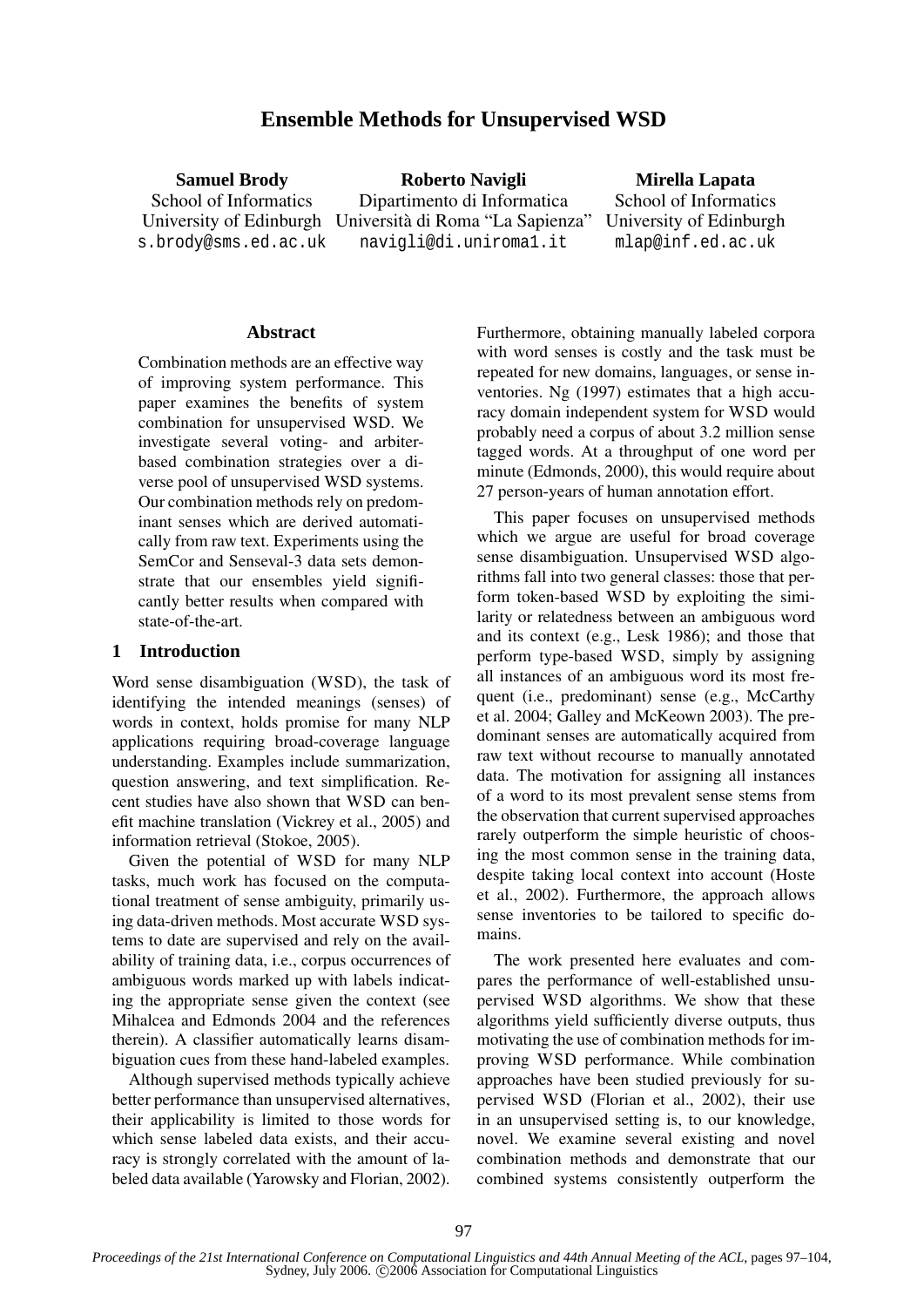# Ensemble Methods for Unsupervised WSD

**Samuel Brody**
School of Informatics
University of Edinburgh
s.brody@sms.ed.ac.uk

**Roberto Navigli**
Dipartimento di Informatica
Università di Roma "La Sapienza"
navigli@di.uniroma1.it

**Mirella Lapata**
School of Informatics
University of Edinburgh
mlap@inf.ed.ac.uk

## Abstract

Combination methods are an effective way of improving system performance. This paper examines the benefits of system combination for unsupervised WSD. We investigate several voting- and arbiter-based combination strategies over a diverse pool of unsupervised WSD systems. Our combination methods rely on predominant senses which are derived automatically from raw text. Experiments using the SemCor and Senseval-3 data sets demonstrate that our ensembles yield significantly better results when compared with state-of-the-art.

## 1 Introduction

Word sense disambiguation (WSD), the task of identifying the intended meanings (senses) of words in context, holds promise for many NLP applications requiring broad-coverage language understanding. Examples include summarization, question answering, and text simplification. Recent studies have also shown that WSD can benefit machine translation (Vickrey et al., 2005) and information retrieval (Stokoe, 2005).

Given the potential of WSD for many NLP tasks, much work has focused on the computational treatment of sense ambiguity, primarily using data-driven methods. Most accurate WSD systems to date are supervised and rely on the availability of training data, i.e., corpus occurrences of ambiguous words marked up with labels indicating the appropriate sense given the context (see Mihalcea and Edmonds 2004 and the references therein). A classifier automatically learns disambiguation cues from these hand-labeled examples.

Although supervised methods typically achieve better performance than unsupervised alternatives, their applicability is limited to those words for which sense labeled data exists, and their accuracy is strongly correlated with the amount of labeled data available (Yarowsky and Florian, 2002). Furthermore, obtaining manually labeled corpora with word senses is costly and the task must be repeated for new domains, languages, or sense inventories. Ng (1997) estimates that a high accuracy domain independent system for WSD would probably need a corpus of about 3.2 million sense tagged words. At a throughput of one word per minute (Edmonds, 2000), this would require about 27 person-years of human annotation effort.

This paper focuses on unsupervised methods which we argue are useful for broad coverage sense disambiguation. Unsupervised WSD algorithms fall into two general classes: those that perform token-based WSD by exploiting the similarity or relatedness between an ambiguous word and its context (e.g., Lesk 1986); and those that perform type-based WSD, simply by assigning all instances of an ambiguous word its most frequent (i.e., predominant) sense (e.g., McCarthy et al. 2004; Galley and McKeown 2003). The predominant senses are automatically acquired from raw text without recourse to manually annotated data. The motivation for assigning all instances of a word to its most prevalent sense stems from the observation that current supervised approaches rarely outperform the simple heuristic of choosing the most common sense in the training data, despite taking local context into account (Hoste et al., 2002). Furthermore, the approach allows sense inventories to be tailored to specific domains.

The work presented here evaluates and compares the performance of well-established unsupervised WSD algorithms. We show that these algorithms yield sufficiently diverse outputs, thus motivating the use of combination methods for improving WSD performance. While combination approaches have been studied previously for supervised WSD (Florian et al., 2002), their use in an unsupervised setting is, to our knowledge, novel. We examine several existing and novel combination methods and demonstrate that our combined systems consistently outperform the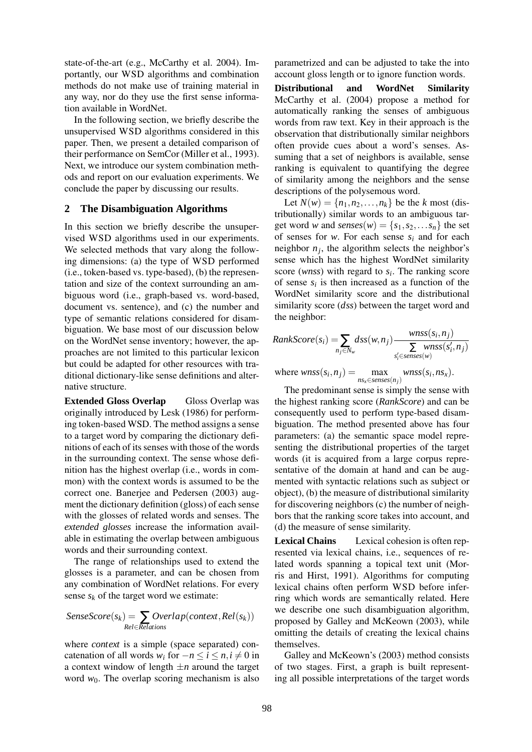state-of-the-art (e.g., McCarthy et al. 2004). Importantly, our WSD algorithms and combination methods do not make use of training material in any way, nor do they use the first sense information available in WordNet.

In the following section, we briefly describe the unsupervised WSD algorithms considered in this paper. Then, we present a detailed comparison of their performance on SemCor (Miller et al., 1993). Next, we introduce our system combination methods and report on our evaluation experiments. We conclude the paper by discussing our results.

## 2 The Disambiguation Algorithms

In this section we briefly describe the unsupervised WSD algorithms used in our experiments. We selected methods that vary along the following dimensions: (a) the type of WSD performed (i.e., token-based vs. type-based), (b) the representation and size of the context surrounding an ambiguous word (i.e., graph-based vs. word-based, document vs. sentence), and (c) the number and type of semantic relations considered for disambiguation. We base most of our discussion below on the WordNet sense inventory; however, the approaches are not limited to this particular lexicon but could be adapted for other resources with traditional dictionary-like sense definitions and alternative structure.

**Extended Gloss Overlap** Gloss Overlap was originally introduced by Lesk (1986) for performing token-based WSD. The method assigns a sense to a target word by comparing the dictionary definitions of each of its senses with those of the words in the surrounding context. The sense whose definition has the highest overlap (i.e., words in common) with the context words is assumed to be the correct one. Banerjee and Pedersen (2003) augment the dictionary definition (gloss) of each sense with the glosses of related words and senses. The *extended glosses* increase the information available in estimating the overlap between ambiguous words and their surrounding context.

The range of relationships used to extend the glosses is a parameter, and can be chosen from any combination of WordNet relations. For every sense $s_k$ of the target word we estimate:

$$SenseScore(s_k) = \sum_{Rel \in Relations} Overlap(context, Rel(s_k))$$

where *context* is a simple (space separated) concatenation of all words $w_i$ for $-n \leq i \leq n, i \neq 0$ in a context window of length $\pm n$ around the target word $w_0$. The overlap scoring mechanism is also parametrized and can be adjusted to take the into account gloss length or to ignore function words.

**Distributional and WordNet Similarity** McCarthy et al. (2004) propose a method for automatically ranking the senses of ambiguous words from raw text. Key in their approach is the observation that distributionally similar neighbors often provide cues about a word's senses. Assuming that a set of neighbors is available, sense ranking is equivalent to quantifying the degree of similarity among the neighbors and the sense descriptions of the polysemous word.

Let $N(w) = \{n_1, n_2, \ldots, n_k\}$ be the $k$ most (distributionally) similar words to an ambiguous target word $w$ and $senses(w) = \{s_1, s_2, \ldots s_n\}$ the set of senses for $w$. For each sense $s_i$ and for each neighbor $n_j$, the algorithm selects the neighbor's sense which has the highest WordNet similarity score (*wnss*) with regard to $s_i$. The ranking score of sense $s_i$ is then increased as a function of the WordNet similarity score and the distributional similarity score (*dss*) between the target word and the neighbor:

$$RankScore(s_i) = \sum_{n_j \in N_w} dss(w, n_j) \frac{wnss(s_i, n_j)}{\sum\limits_{s_i' \in senses(w)} wnss(s_i', n_j)}$$

where $wnss(s_i, n_j) = \max\limits_{ns_x \in senses(n_j)} wnss(s_i, ns_x)$.

The predominant sense is simply the sense with the highest ranking score (*RankScore*) and can be consequently used to perform type-based disambiguation. The method presented above has four parameters: (a) the semantic space model representing the distributional properties of the target words (it is acquired from a large corpus representative of the domain at hand and can be augmented with syntactic relations such as subject or object), (b) the measure of distributional similarity for discovering neighbors (c) the number of neighbors that the ranking score takes into account, and (d) the measure of sense similarity.

**Lexical Chains** Lexical cohesion is often represented via lexical chains, i.e., sequences of related words spanning a topical text unit (Morris and Hirst, 1991). Algorithms for computing lexical chains often perform WSD before inferring which words are semantically related. Here we describe one such disambiguation algorithm, proposed by Galley and McKeown (2003), while omitting the details of creating the lexical chains themselves.

Galley and McKeown's (2003) method consists of two stages. First, a graph is built representing all possible interpretations of the target words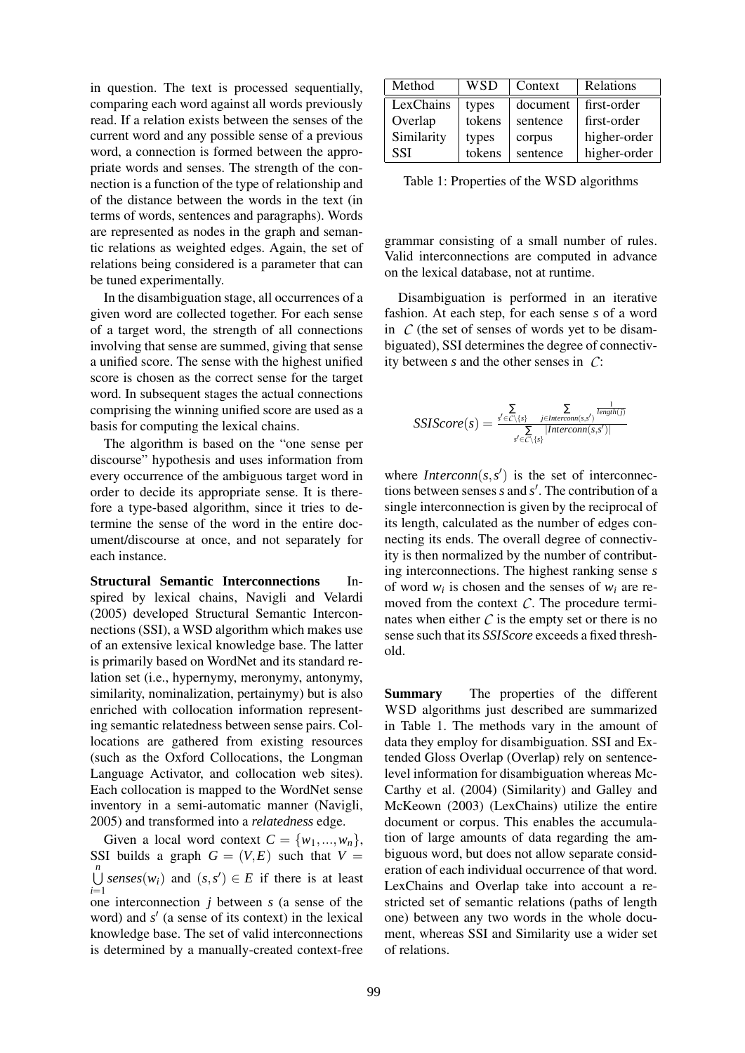in question. The text is processed sequentially, comparing each word against all words previously read. If a relation exists between the senses of the current word and any possible sense of a previous word, a connection is formed between the appropriate words and senses. The strength of the connection is a function of the type of relationship and of the distance between the words in the text (in terms of words, sentences and paragraphs). Words are represented as nodes in the graph and semantic relations as weighted edges. Again, the set of relations being considered is a parameter that can be tuned experimentally.

In the disambiguation stage, all occurrences of a given word are collected together. For each sense of a target word, the strength of all connections involving that sense are summed, giving that sense a unified score. The sense with the highest unified score is chosen as the correct sense for the target word. In subsequent stages the actual connections comprising the winning unified score are used as a basis for computing the lexical chains.

The algorithm is based on the "one sense per discourse" hypothesis and uses information from every occurrence of the ambiguous target word in order to decide its appropriate sense. It is therefore a type-based algorithm, since it tries to determine the sense of the word in the entire document/discourse at once, and not separately for each instance.

**Structural Semantic Interconnections** Inspired by lexical chains, Navigli and Velardi (2005) developed Structural Semantic Interconnections (SSI), a WSD algorithm which makes use of an extensive lexical knowledge base. The latter is primarily based on WordNet and its standard relation set (i.e., hypernymy, meronymy, antonymy, similarity, nominalization, pertainymy) but is also enriched with collocation information representing semantic relatedness between sense pairs. Collocations are gathered from existing resources (such as the Oxford Collocations, the Longman Language Activator, and collocation web sites). Each collocation is mapped to the WordNet sense inventory in a semi-automatic manner (Navigli, 2005) and transformed into a *relatedness* edge.

Given a local word context $C = \{w_1, \ldots, w_n\}$, SSI builds a graph $G = (V, E)$ such that $V = \bigcup_{i=1}^{n} senses(w_i)$ and $(s, s') \in E$ if there is at least one interconnection $j$ between $s$ (a sense of the word) and $s'$ (a sense of its context) in the lexical knowledge base. The set of valid interconnections is determined by a manually-created context-free grammar consisting of a small number of rules. Valid interconnections are computed in advance on the lexical database, not at runtime.

| Method | WSD | Context | Relations |
|---|---|---|---|
| LexChains | types | document | first-order |
| Overlap | tokens | sentence | first-order |
| Similarity | types | corpus | higher-order |
| SSI | tokens | sentence | higher-order |

Table 1: Properties of the WSD algorithms

Disambiguation is performed in an iterative fashion. At each step, for each sense $s$ of a word in $\mathcal{C}$ (the set of senses of words yet to be disambiguated), SSI determines the degree of connectivity between $s$ and the other senses in $\mathcal{C}$:

$$SSIScore(s) = \frac{\sum_{s' \in \mathcal{C} \setminus \{s\}} \sum_{j \in Interconn(s,s')} \frac{1}{length(j)}}{\sum_{s' \in \mathcal{C} \setminus \{s\}} |Interconn(s,s')|}$$

where $Interconn(s, s')$ is the set of interconnections between senses $s$ and $s'$. The contribution of a single interconnection is given by the reciprocal of its length, calculated as the number of edges connecting its ends. The overall degree of connectivity is then normalized by the number of contributing interconnections. The highest ranking sense $s$ of word $w_i$ is chosen and the senses of $w_i$ are removed from the context $\mathcal{C}$. The procedure terminates when either $\mathcal{C}$ is the empty set or there is no sense such that its *SSIScore* exceeds a fixed threshold.

**Summary** The properties of the different WSD algorithms just described are summarized in Table 1. The methods vary in the amount of data they employ for disambiguation. SSI and Extended Gloss Overlap (Overlap) rely on sentence-level information for disambiguation whereas McCarthy et al. (2004) (Similarity) and Galley and McKeown (2003) (LexChains) utilize the entire document or corpus. This enables the accumulation of large amounts of data regarding the ambiguous word, but does not allow separate consideration of each individual occurrence of that word. LexChains and Overlap take into account a restricted set of semantic relations (paths of length one) between any two words in the whole document, whereas SSI and Similarity use a wider set of relations.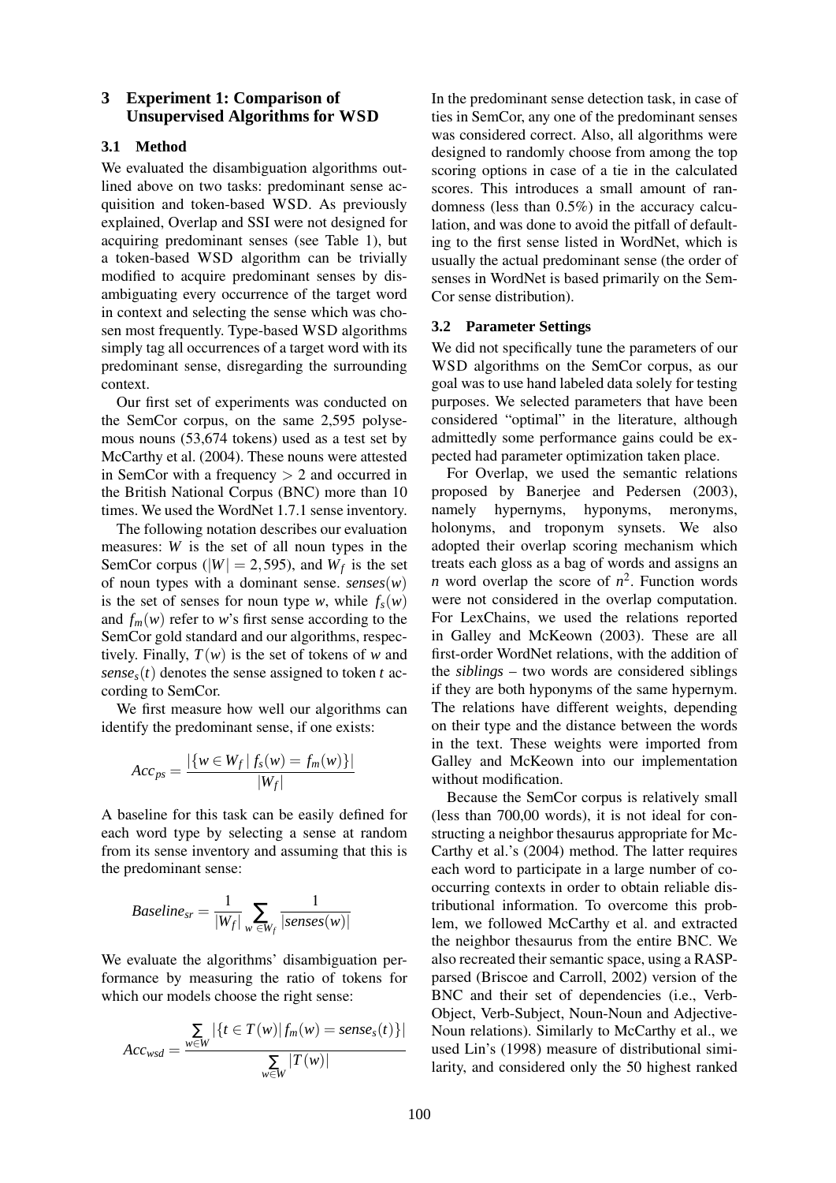## 3 Experiment 1: Comparison of Unsupervised Algorithms for WSD

### 3.1 Method

We evaluated the disambiguation algorithms outlined above on two tasks: predominant sense acquisition and token-based WSD. As previously explained, Overlap and SSI were not designed for acquiring predominant senses (see Table 1), but a token-based WSD algorithm can be trivially modified to acquire predominant senses by disambiguating every occurrence of the target word in context and selecting the sense which was chosen most frequently. Type-based WSD algorithms simply tag all occurrences of a target word with its predominant sense, disregarding the surrounding context.

Our first set of experiments was conducted on the SemCor corpus, on the same 2,595 polysemous nouns (53,674 tokens) used as a test set by McCarthy et al. (2004). These nouns were attested in SemCor with a frequency $> 2$ and occurred in the British National Corpus (BNC) more than 10 times. We used the WordNet 1.7.1 sense inventory.

The following notation describes our evaluation measures: $W$ is the set of all noun types in the SemCor corpus ($|W| = 2,595$), and $W_f$ is the set of noun types with a dominant sense. $senses(w)$ is the set of senses for noun type $w$, while $f_s(w)$ and $f_m(w)$ refer to $w$'s first sense according to the SemCor gold standard and our algorithms, respectively. Finally, $T(w)$ is the set of tokens of $w$ and $sense_s(t)$ denotes the sense assigned to token $t$ according to SemCor.

We first measure how well our algorithms can identify the predominant sense, if one exists:

$$Acc_{ps} = \frac{|\{w \in W_f \mid f_s(w) = f_m(w)\}|}{|W_f|}$$

A baseline for this task can be easily defined for each word type by selecting a sense at random from its sense inventory and assuming that this is the predominant sense:

$$Baseline_{sr} = \frac{1}{|W_f|} \sum_{w \in W_f} \frac{1}{|senses(w)|}$$

We evaluate the algorithms' disambiguation performance by measuring the ratio of tokens for which our models choose the right sense:

$$Acc_{wsd} = \frac{\sum_{w \in W} |\{t \in T(w) \mid f_m(w) = sense_s(t)\}|}{\sum_{w \in W} |T(w)|}$$

In the predominant sense detection task, in case of ties in SemCor, any one of the predominant senses was considered correct. Also, all algorithms were designed to randomly choose from among the top scoring options in case of a tie in the calculated scores. This introduces a small amount of randomness (less than 0.5%) in the accuracy calculation, and was done to avoid the pitfall of defaulting to the first sense listed in WordNet, which is usually the actual predominant sense (the order of senses in WordNet is based primarily on the SemCor sense distribution).

### 3.2 Parameter Settings

We did not specifically tune the parameters of our WSD algorithms on the SemCor corpus, as our goal was to use hand labeled data solely for testing purposes. We selected parameters that have been considered "optimal" in the literature, although admittedly some performance gains could be expected had parameter optimization taken place.

For Overlap, we used the semantic relations proposed by Banerjee and Pedersen (2003), namely hypernyms, hyponyms, meronyms, holonyms, and troponym synsets. We also adopted their overlap scoring mechanism which treats each gloss as a bag of words and assigns an $n$ word overlap the score of $n^2$. Function words were not considered in the overlap computation. For LexChains, we used the relations reported in Galley and McKeown (2003). These are all first-order WordNet relations, with the addition of the *siblings* – two words are considered siblings if they are both hyponyms of the same hypernym. The relations have different weights, depending on their type and the distance between the words in the text. These weights were imported from Galley and McKeown into our implementation without modification.

Because the SemCor corpus is relatively small (less than 700,00 words), it is not ideal for constructing a neighbor thesaurus appropriate for McCarthy et al.'s (2004) method. The latter requires each word to participate in a large number of co-occurring contexts in order to obtain reliable distributional information. To overcome this problem, we followed McCarthy et al. and extracted the neighbor thesaurus from the entire BNC. We also recreated their semantic space, using a RASP-parsed (Briscoe and Carroll, 2002) version of the BNC and their set of dependencies (i.e., Verb-Object, Verb-Subject, Noun-Noun and Adjective-Noun relations). Similarly to McCarthy et al., we used Lin's (1998) measure of distributional similarity, and considered only the 50 highest ranked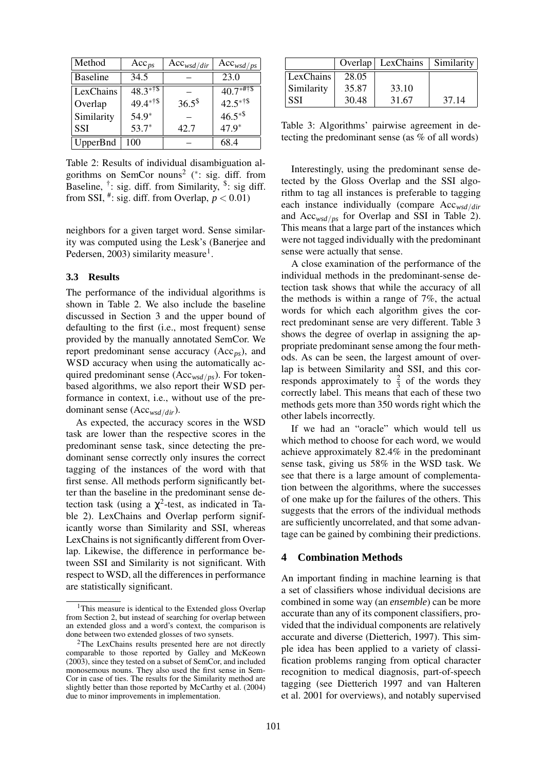| Method | $Acc_{ps}$ | $Acc_{wsd/dir}$ | $Acc_{wsd/ps}$ |
|---|---|---|---|
| Baseline | 34.5 | – | 23.0 |
| LexChains | $48.3^{*\dagger\$}$ | – | $40.7^{*\#\dagger\$}$ |
| Overlap | $49.4^{*\dagger\$}$ | $36.5^{\$}$ | $42.5^{*\dagger\$}$ |
| Similarity | $54.9^{*}$ | – | $46.5^{*\$}$ |
| SSI | $53.7^{*}$ | 42.7 | $47.9^{*}$ |
| UpperBnd | 100 | – | 68.4 |

Table 2: Results of individual disambiguation algorithms on SemCor nouns[2] ($^*$: sig. diff. from Baseline, $^\dagger$: sig. diff. from Similarity, $^\$$: sig diff. from SSI, $^\#$: sig. diff. from Overlap, $p < 0.01$)

neighbors for a given target word. Sense similarity was computed using the Lesk's (Banerjee and Pedersen, 2003) similarity measure[1].

### 3.3 Results

The performance of the individual algorithms is shown in Table 2. We also include the baseline discussed in Section 3 and the upper bound of defaulting to the first (i.e., most frequent) sense provided by the manually annotated SemCor. We report predominant sense accuracy ($Acc_{ps}$), and WSD accuracy when using the automatically acquired predominant sense ($Acc_{wsd/ps}$). For token-based algorithms, we also report their WSD performance in context, i.e., without use of the predominant sense ($Acc_{wsd/dir}$).

As expected, the accuracy scores in the WSD task are lower than the respective scores in the predominant sense task, since detecting the predominant sense correctly only insures the correct tagging of the instances of the word with that first sense. All methods perform significantly better than the baseline in the predominant sense detection task (using a $\chi^2$-test, as indicated in Table 2). LexChains and Overlap perform significantly worse than Similarity and SSI, whereas LexChains is not significantly different from Overlap. Likewise, the difference in performance between SSI and Similarity is not significant. With respect to WSD, all the differences in performance are statistically significant.

[1] This measure is identical to the Extended gloss Overlap from Section 2, but instead of searching for overlap between an extended gloss and a word's context, the comparison is done between two extended glosses of two synsets.

[2] The LexChains results presented here are not directly comparable to those reported by Galley and McKeown (2003), since they tested on a subset of SemCor, and included monosemous nouns. They also used the first sense in SemCor in case of ties. The results for the Similarity method are slightly better than those reported by McCarthy et al. (2004) due to minor improvements in implementation.

| | Overlap | LexChains | Similarity |
|---|---|---|---|
| LexChains | 28.05 | | |
| Similarity | 35.87 | 33.10 | |
| SSI | 30.48 | 31.67 | 37.14 |

Table 3: Algorithms' pairwise agreement in detecting the predominant sense (as % of all words)

Interestingly, using the predominant sense detected by the Gloss Overlap and the SSI algorithm to tag all instances is preferable to tagging each instance individually (compare $Acc_{wsd/dir}$ and $Acc_{wsd/ps}$ for Overlap and SSI in Table 2). This means that a large part of the instances which were not tagged individually with the predominant sense were actually that sense.

A close examination of the performance of the individual methods in the predominant-sense detection task shows that while the accuracy of all the methods is within a range of 7%, the actual words for which each algorithm gives the correct predominant sense are very different. Table 3 shows the degree of overlap in assigning the appropriate predominant sense among the four methods. As can be seen, the largest amount of overlap is between Similarity and SSI, and this corresponds approximately to $\frac{2}{3}$ of the words they correctly label. This means that each of these two methods gets more than 350 words right which the other labels incorrectly.

If we had an "oracle" which would tell us which method to choose for each word, we would achieve approximately 82.4% in the predominant sense task, giving us 58% in the WSD task. We see that there is a large amount of complementation between the algorithms, where the successes of one make up for the failures of the others. This suggests that the errors of the individual methods are sufficiently uncorrelated, and that some advantage can be gained by combining their predictions.

## 4 Combination Methods

An important finding in machine learning is that a set of classifiers whose individual decisions are combined in some way (an *ensemble*) can be more accurate than any of its component classifiers, provided that the individual components are relatively accurate and diverse (Dietterich, 1997). This simple idea has been applied to a variety of classification problems ranging from optical character recognition to medical diagnosis, part-of-speech tagging (see Dietterich 1997 and van Halteren et al. 2001 for overviews), and notably supervised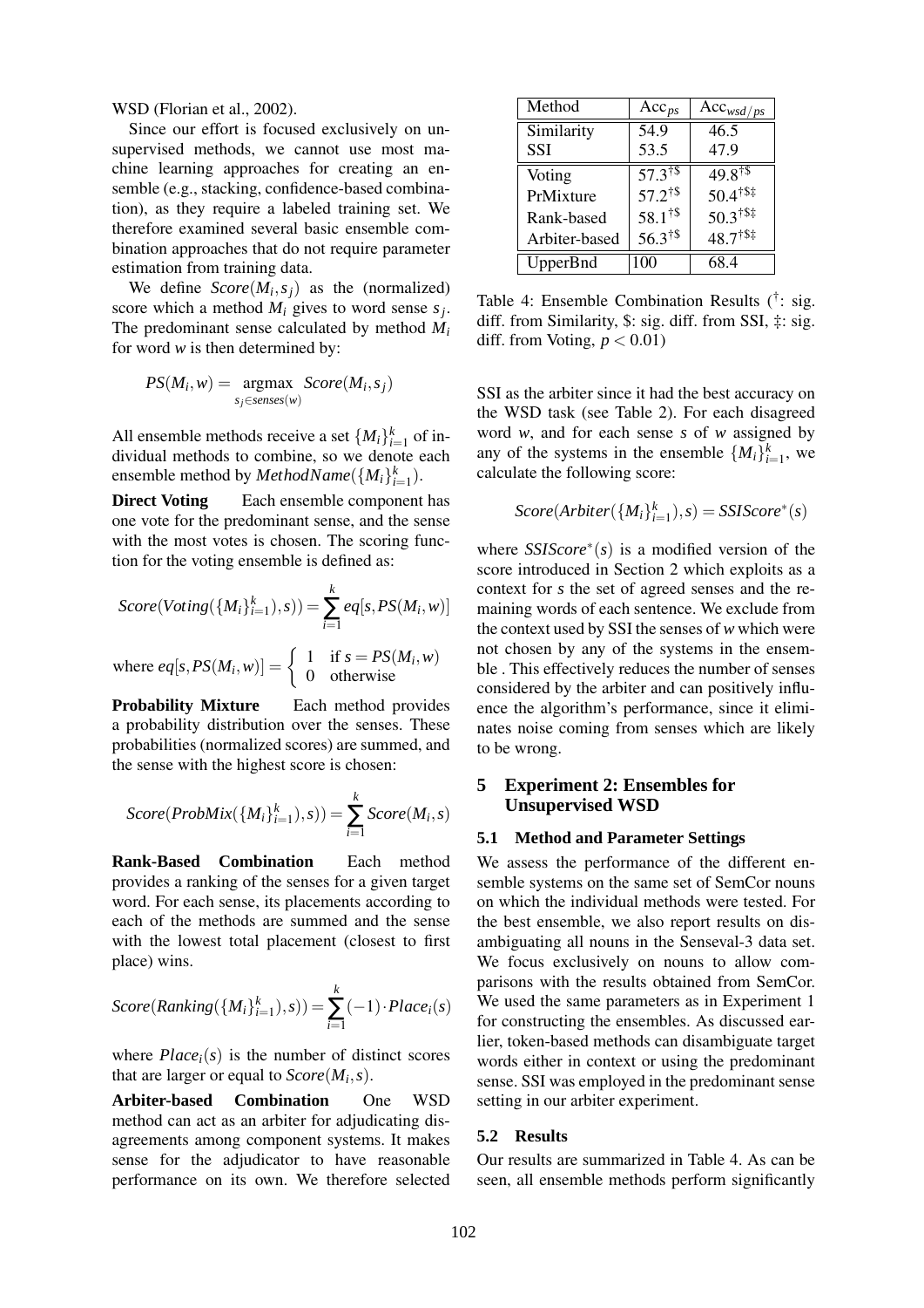WSD (Florian et al., 2002).

Since our effort is focused exclusively on unsupervised methods, we cannot use most machine learning approaches for creating an ensemble (e.g., stacking, confidence-based combination), as they require a labeled training set. We therefore examined several basic ensemble combination approaches that do not require parameter estimation from training data.

We define $Score(M_i, s_j)$ as the (normalized) score which a method $M_i$ gives to word sense $s_j$. The predominant sense calculated by method $M_i$ for word $w$ is then determined by:

$$PS(M_i, w) = \underset{s_j \in senses(w)}{\operatorname{argmax}} \; Score(M_i, s_j)$$

All ensemble methods receive a set $\{M_i\}_{i=1}^k$ of individual methods to combine, so we denote each ensemble method by $MethodName(\{M_i\}_{i=1}^k)$.

**Direct Voting** Each ensemble component has one vote for the predominant sense, and the sense with the most votes is chosen. The scoring function for the voting ensemble is defined as:

$$Score(Voting(\{M_i\}_{i=1}^k), s)) = \sum_{i=1}^{k} eq[s, PS(M_i, w)]$$

where $eq[s, PS(M_i, w)] = \begin{cases} 1 & \text{if } s = PS(M_i, w) \\ 0 & \text{otherwise} \end{cases}$

**Probability Mixture** Each method provides a probability distribution over the senses. These probabilities (normalized scores) are summed, and the sense with the highest score is chosen:

$$Score(ProbMix(\{M_i\}_{i=1}^k), s)) = \sum_{i=1}^{k} Score(M_i, s)$$

**Rank-Based Combination** Each method provides a ranking of the senses for a given target word. For each sense, its placements according to each of the methods are summed and the sense with the lowest total placement (closest to first place) wins.

$$Score(Ranking(\{M_i\}_{i=1}^k), s)) = \sum_{i=1}^{k} (-1) \cdot Place_i(s)$$

where $Place_i(s)$ is the number of distinct scores that are larger or equal to $Score(M_i, s)$.

**Arbiter-based Combination** One WSD method can act as an arbiter for adjudicating disagreements among component systems. It makes sense for the adjudicator to have reasonable performance on its own. We therefore selected SSI as the arbiter since it had the best accuracy on the WSD task (see Table 2). For each disagreed word $w$, and for each sense $s$ of $w$ assigned by any of the systems in the ensemble $\{M_i\}_{i=1}^k$, we calculate the following score:

$$Score(Arbiter(\{M_i\}_{i=1}^k), s) = SSIScore^*(s)$$

where $SSIScore^*(s)$ is a modified version of the score introduced in Section 2 which exploits as a context for $s$ the set of agreed senses and the remaining words of each sentence. We exclude from the context used by SSI the senses of $w$ which were not chosen by any of the systems in the ensemble . This effectively reduces the number of senses considered by the arbiter and can positively influence the algorithm's performance, since it eliminates noise coming from senses which are likely to be wrong.

| Method | $Acc_{ps}$ | $Acc_{wsd/ps}$ |
|---|---|---|
| Similarity | 54.9 | 46.5 |
| SSI | 53.5 | 47.9 |
| Voting | $57.3^{\dagger\$}$ | $49.8^{\dagger\$}$ |
| PrMixture | $57.2^{\dagger\$}$ | $50.4^{\dagger\$\ddagger}$ |
| Rank-based | $58.1^{\dagger\$}$ | $50.3^{\dagger\$\ddagger}$ |
| Arbiter-based | $56.3^{\dagger\$}$ | $48.7^{\dagger\$\ddagger}$ |
| UpperBnd | 100 | 68.4 |

Table 4: Ensemble Combination Results ($^{\dagger}$: sig. diff. from Similarity, \$: sig. diff. from SSI, $\ddagger$: sig. diff. from Voting, $p < 0.01$)

## 5 Experiment 2: Ensembles for Unsupervised WSD

### 5.1 Method and Parameter Settings

We assess the performance of the different ensemble systems on the same set of SemCor nouns on which the individual methods were tested. For the best ensemble, we also report results on disambiguating all nouns in the Senseval-3 data set. We focus exclusively on nouns to allow comparisons with the results obtained from SemCor. We used the same parameters as in Experiment 1 for constructing the ensembles. As discussed earlier, token-based methods can disambiguate target words either in context or using the predominant sense. SSI was employed in the predominant sense setting in our arbiter experiment.

### 5.2 Results

Our results are summarized in Table 4. As can be seen, all ensemble methods perform significantly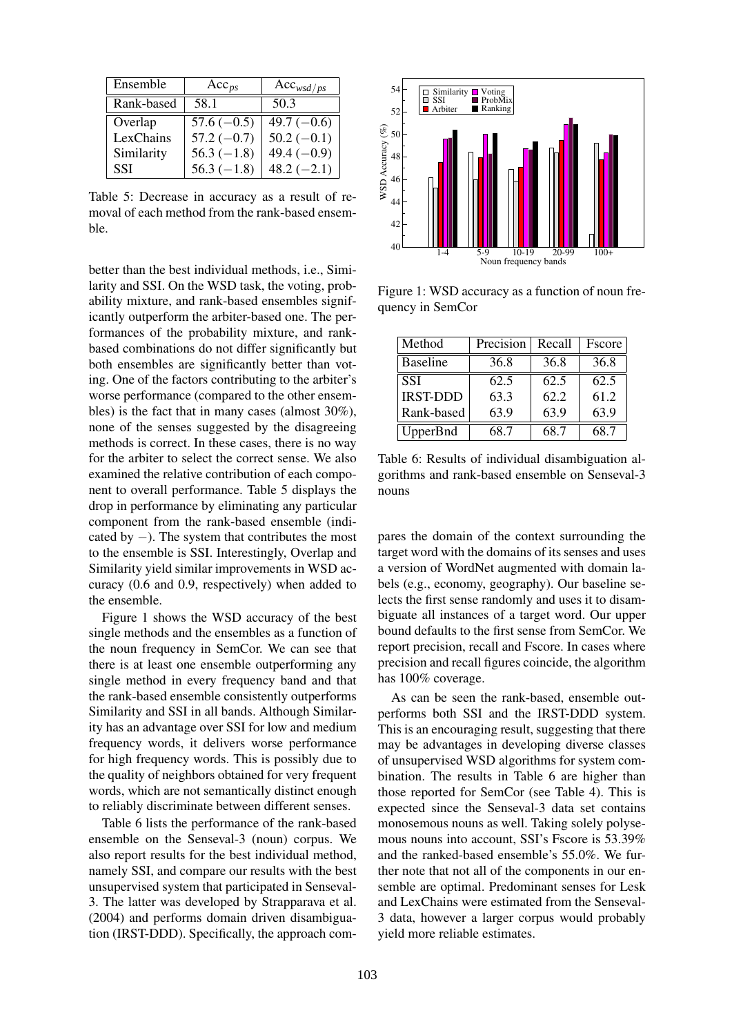| Ensemble | $Acc_{ps}$ | $Acc_{wsd/ps}$ |
|---|---|---|
| Rank-based | 58.1 | 50.3 |
| Overlap | 57.6 (−0.5) | 49.7 (−0.6) |
| LexChains | 57.2 (−0.7) | 50.2 (−0.1) |
| Similarity | 56.3 (−1.8) | 49.4 (−0.9) |
| SSI | 56.3 (−1.8) | 48.2 (−2.1) |

Table 5: Decrease in accuracy as a result of removal of each method from the rank-based ensemble.

better than the best individual methods, i.e., Similarity and SSI. On the WSD task, the voting, probability mixture, and rank-based ensembles significantly outperform the arbiter-based one. The performances of the probability mixture, and rank-based combinations do not differ significantly but both ensembles are significantly better than voting. One of the factors contributing to the arbiter's worse performance (compared to the other ensembles) is the fact that in many cases (almost 30%), none of the senses suggested by the disagreeing methods is correct. In these cases, there is no way for the arbiter to select the correct sense. We also examined the relative contribution of each component to overall performance. Table 5 displays the drop in performance by eliminating any particular component from the rank-based ensemble (indicated by −). The system that contributes the most to the ensemble is SSI. Interestingly, Overlap and Similarity yield similar improvements in WSD accuracy (0.6 and 0.9, respectively) when added to the ensemble.

Figure 1 shows the WSD accuracy of the best single methods and the ensembles as a function of the noun frequency in SemCor. We can see that there is at least one ensemble outperforming any single method in every frequency band and that the rank-based ensemble consistently outperforms Similarity and SSI in all bands. Although Similarity has an advantage over SSI for low and medium frequency words, it delivers worse performance for high frequency words. This is possibly due to the quality of neighbors obtained for very frequent words, which are not semantically distinct enough to reliably discriminate between different senses.

Table 6 lists the performance of the rank-based ensemble on the Senseval-3 (noun) corpus. We also report results for the best individual method, namely SSI, and compare our results with the best unsupervised system that participated in Senseval-3. The latter was developed by Strapparava et al. (2004) and performs domain driven disambiguation (IRST-DDD). Specifically, the approach compares the domain of the context surrounding the target word with the domains of its senses and uses a version of WordNet augmented with domain labels (e.g., economy, geography). Our baseline selects the first sense randomly and uses it to disambiguate all instances of a target word. Our upper bound defaults to the first sense from SemCor. We report precision, recall and Fscore. In cases where precision and recall figures coincide, the algorithm has 100% coverage.

Figure 1: WSD accuracy as a function of noun frequency in SemCor

| Method | Precision | Recall | Fscore |
|---|---|---|---|
| Baseline | 36.8 | 36.8 | 36.8 |
| SSI | 62.5 | 62.5 | 62.5 |
| IRST-DDD | 63.3 | 62.2 | 61.2 |
| Rank-based | 63.9 | 63.9 | 63.9 |
| UpperBnd | 68.7 | 68.7 | 68.7 |

Table 6: Results of individual disambiguation algorithms and rank-based ensemble on Senseval-3 nouns

As can be seen the rank-based, ensemble outperforms both SSI and the IRST-DDD system. This is an encouraging result, suggesting that there may be advantages in developing diverse classes of unsupervised WSD algorithms for system combination. The results in Table 6 are higher than those reported for SemCor (see Table 4). This is expected since the Senseval-3 data set contains monosemous nouns as well. Taking solely polysemous nouns into account, SSI's Fscore is 53.39% and the ranked-based ensemble's 55.0%. We further note that not all of the components in our ensemble are optimal. Predominant senses for Lesk and LexChains were estimated from the Senseval-3 data, however a larger corpus would probably yield more reliable estimates.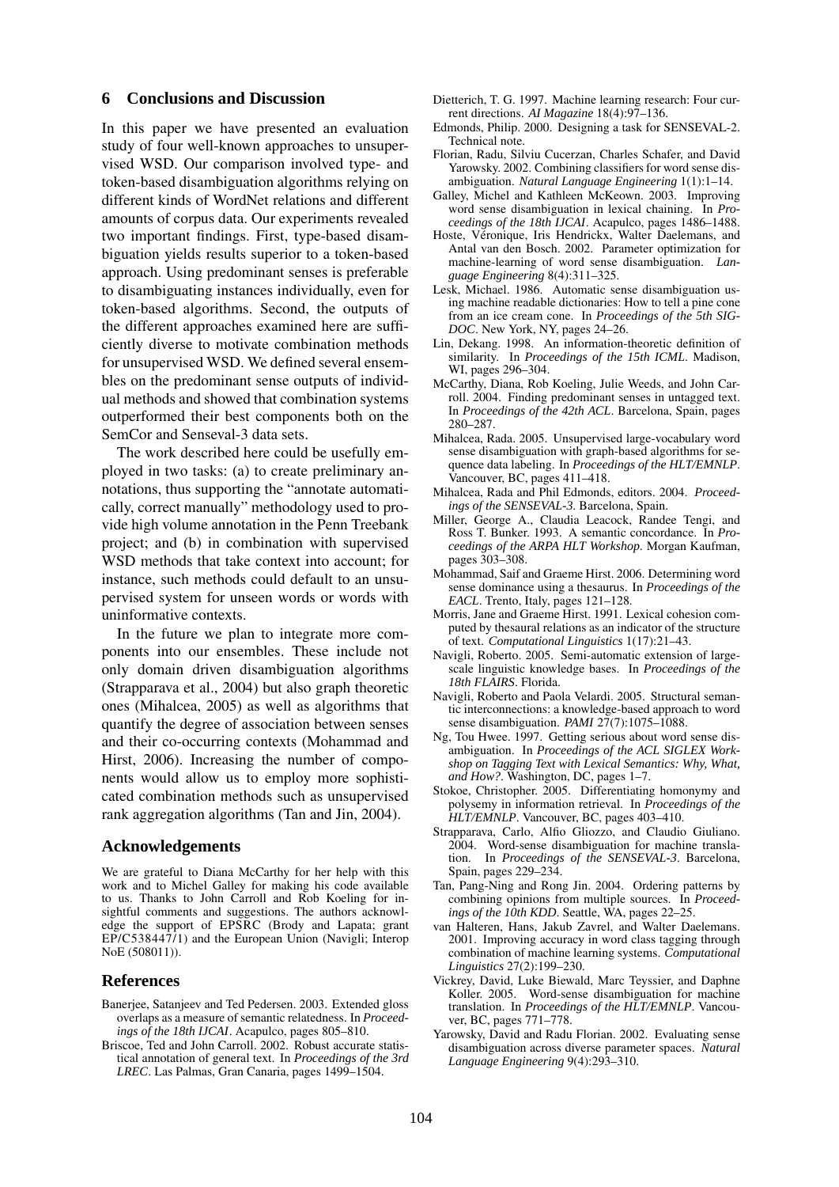## 6 Conclusions and Discussion

In this paper we have presented an evaluation study of four well-known approaches to unsupervised WSD. Our comparison involved type- and token-based disambiguation algorithms relying on different kinds of WordNet relations and different amounts of corpus data. Our experiments revealed two important findings. First, type-based disambiguation yields results superior to a token-based approach. Using predominant senses is preferable to disambiguating instances individually, even for token-based algorithms. Second, the outputs of the different approaches examined here are sufficiently diverse to motivate combination methods for unsupervised WSD. We defined several ensembles on the predominant sense outputs of individual methods and showed that combination systems outperformed their best components both on the SemCor and Senseval-3 data sets.

The work described here could be usefully employed in two tasks: (a) to create preliminary annotations, thus supporting the "annotate automatically, correct manually" methodology used to provide high volume annotation in the Penn Treebank project; and (b) in combination with supervised WSD methods that take context into account; for instance, such methods could default to an unsupervised system for unseen words or words with uninformative contexts.

In the future we plan to integrate more components into our ensembles. These include not only domain driven disambiguation algorithms (Strapparava et al., 2004) but also graph theoretic ones (Mihalcea, 2005) as well as algorithms that quantify the degree of association between senses and their co-occurring contexts (Mohammad and Hirst, 2006). Increasing the number of components would allow us to employ more sophisticated combination methods such as unsupervised rank aggregation algorithms (Tan and Jin, 2004).

## Acknowledgements

We are grateful to Diana McCarthy for her help with this work and to Michel Galley for making his code available to us. Thanks to John Carroll and Rob Koeling for insightful comments and suggestions. The authors acknowledge the support of EPSRC (Brody and Lapata; grant EP/C538447/1) and the European Union (Navigli; Interop NoE (508011)).

## References

Banerjee, Satanjeev and Ted Pedersen. 2003. Extended gloss overlaps as a measure of semantic relatedness. In *Proceedings of the 18th IJCAI*. Acapulco, pages 805–810.

Briscoe, Ted and John Carroll. 2002. Robust accurate statistical annotation of general text. In *Proceedings of the 3rd LREC*. Las Palmas, Gran Canaria, pages 1499–1504.

Dietterich, T. G. 1997. Machine learning research: Four current directions. *AI Magazine* 18(4):97–136.

Edmonds, Philip. 2000. Designing a task for SENSEVAL-2. Technical note.

Florian, Radu, Silviu Cucerzan, Charles Schafer, and David Yarowsky. 2002. Combining classifiers for word sense disambiguation. *Natural Language Engineering* 1(1):1–14.

Galley, Michel and Kathleen McKeown. 2003. Improving word sense disambiguation in lexical chaining. In *Proceedings of the 18th IJCAI*. Acapulco, pages 1486–1488.

Hoste, Véronique, Iris Hendrickx, Walter Daelemans, and Antal van den Bosch. 2002. Parameter optimization for machine-learning of word sense disambiguation. *Language Engineering* 8(4):311–325.

Lesk, Michael. 1986. Automatic sense disambiguation using machine readable dictionaries: How to tell a pine cone from an ice cream cone. In *Proceedings of the 5th SIGDOC*. New York, NY, pages 24–26.

Lin, Dekang. 1998. An information-theoretic definition of similarity. In *Proceedings of the 15th ICML*. Madison, WI, pages 296–304.

McCarthy, Diana, Rob Koeling, Julie Weeds, and John Carroll. 2004. Finding predominant senses in untagged text. In *Proceedings of the 42th ACL*. Barcelona, Spain, pages 280–287.

Mihalcea, Rada. 2005. Unsupervised large-vocabulary word sense disambiguation with graph-based algorithms for sequence data labeling. In *Proceedings of the HLT/EMNLP*. Vancouver, BC, pages 411–418.

Mihalcea, Rada and Phil Edmonds, editors. 2004. *Proceedings of the SENSEVAL-3*. Barcelona, Spain.

Miller, George A., Claudia Leacock, Randee Tengi, and Ross T. Bunker. 1993. A semantic concordance. In *Proceedings of the ARPA HLT Workshop*. Morgan Kaufman, pages 303–308.

Mohammad, Saif and Graeme Hirst. 2006. Determining word sense dominance using a thesaurus. In *Proceedings of the EACL*. Trento, Italy, pages 121–128.

Morris, Jane and Graeme Hirst. 1991. Lexical cohesion computed by thesaural relations as an indicator of the structure of text. *Computational Linguistics* 1(17):21–43.

Navigli, Roberto. 2005. Semi-automatic extension of large-scale linguistic knowledge bases. In *Proceedings of the 18th FLAIRS*. Florida.

Navigli, Roberto and Paola Velardi. 2005. Structural semantic interconnections: a knowledge-based approach to word sense disambiguation. *PAMI* 27(7):1075–1088.

Ng, Tou Hwee. 1997. Getting serious about word sense disambiguation. In *Proceedings of the ACL SIGLEX Workshop on Tagging Text with Lexical Semantics: Why, What, and How?*. Washington, DC, pages 1–7.

Stokoe, Christopher. 2005. Differentiating homonymy and polysemy in information retrieval. In *Proceedings of the HLT/EMNLP*. Vancouver, BC, pages 403–410.

Strapparava, Carlo, Alfio Gliozzo, and Claudio Giuliano. 2004. Word-sense disambiguation for machine translation. In *Proceedings of the SENSEVAL-3*. Barcelona, Spain, pages 229–234.

Tan, Pang-Ning and Rong Jin. 2004. Ordering patterns by combining opinions from multiple sources. In *Proceedings of the 10th KDD*. Seattle, WA, pages 22–25.

van Halteren, Hans, Jakub Zavrel, and Walter Daelemans. 2001. Improving accuracy in word class tagging through combination of machine learning systems. *Computational Linguistics* 27(2):199–230.

Vickrey, David, Luke Biewald, Marc Teyssier, and Daphne Koller. 2005. Word-sense disambiguation for machine translation. In *Proceedings of the HLT/EMNLP*. Vancouver, BC, pages 771–778.

Yarowsky, David and Radu Florian. 2002. Evaluating sense disambiguation across diverse parameter spaces. *Natural Language Engineering* 9(4):293–310.